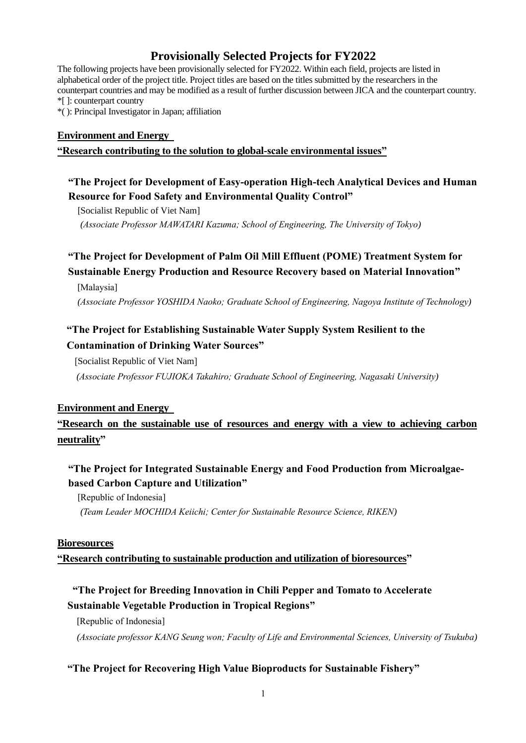# Provisionally Selected Projects for FY2022

The following projects have been provisionally selected for FY2022. Within each field, projects are listed in alphabetical order of the project title. Project titles are based on the titles submitted by the researchers in the counterpart countries and may be modified as a result of further discussion between JICA and the counterpart country.
*[ ]: counterpart country
*( ): Principal Investigator in Japan; affiliation

## Environment and Energy
## "Research contributing to the solution to global-scale environmental issues"

### "The Project for Development of Easy-operation High-tech Analytical Devices and Human Resource for Food Safety and Environmental Quality Control"

[Socialist Republic of Viet Nam]

*(Associate Professor MAWATARI Kazuma; School of Engineering, The University of Tokyo)*

### "The Project for Development of Palm Oil Mill Effluent (POME) Treatment System for Sustainable Energy Production and Resource Recovery based on Material Innovation"

[Malaysia]

*(Associate Professor YOSHIDA Naoko; Graduate School of Engineering, Nagoya Institute of Technology)*

### "The Project for Establishing Sustainable Water Supply System Resilient to the Contamination of Drinking Water Sources"

[Socialist Republic of Viet Nam]

*(Associate Professor FUJIOKA Takahiro; Graduate School of Engineering, Nagasaki University)*

## Environment and Energy
## "Research on the sustainable use of resources and energy with a view to achieving carbon neutrality"

### "The Project for Integrated Sustainable Energy and Food Production from Microalgae-based Carbon Capture and Utilization"

[Republic of Indonesia]

*(Team Leader MOCHIDA Keiichi; Center for Sustainable Resource Science, RIKEN)*

## Bioresources
## "Research contributing to sustainable production and utilization of bioresources"

### "The Project for Breeding Innovation in Chili Pepper and Tomato to Accelerate Sustainable Vegetable Production in Tropical Regions"

[Republic of Indonesia]

*(Associate professor KANG Seung won; Faculty of Life and Environmental Sciences, University of Tsukuba)*

### "The Project for Recovering High Value Bioproducts for Sustainable Fishery"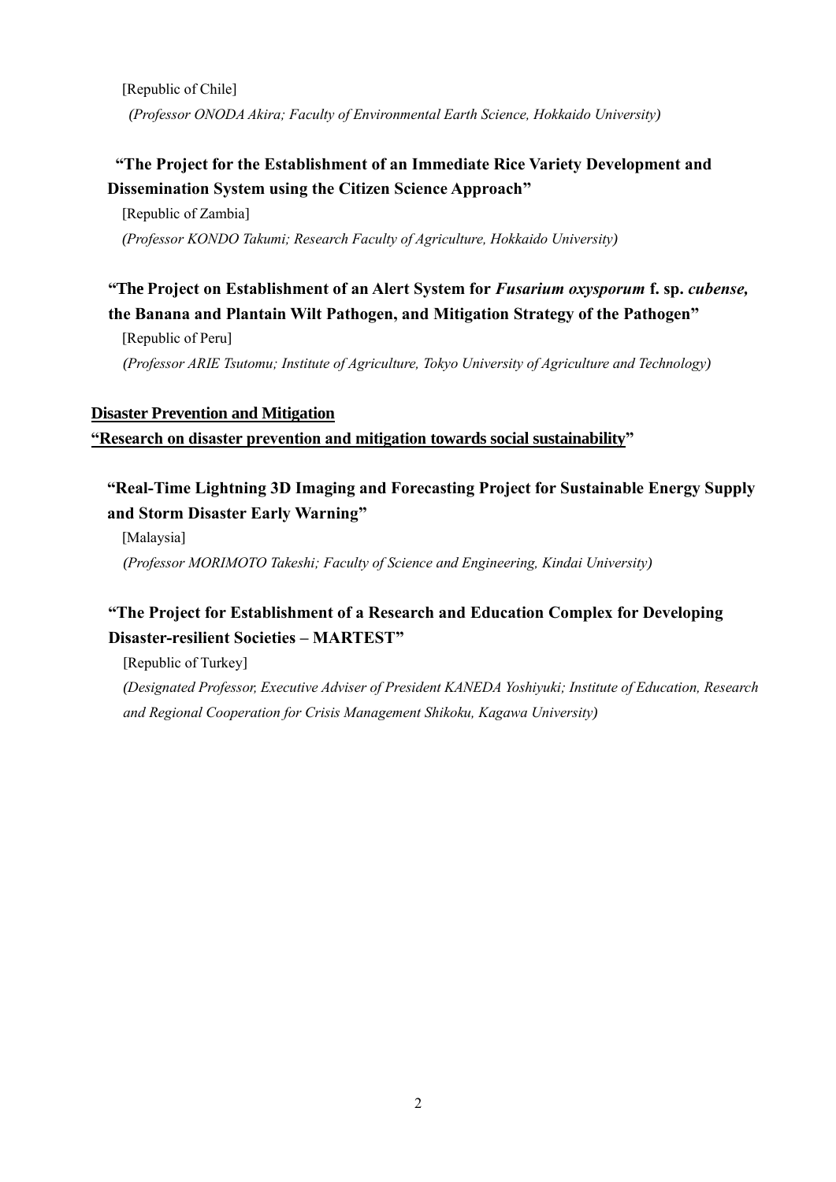[Republic of Chile]

*(Professor ONODA Akira; Faculty of Environmental Earth Science, Hokkaido University)*

**"The Project for the Establishment of an Immediate Rice Variety Development and Dissemination System using the Citizen Science Approach"**

[Republic of Zambia]

*(Professor KONDO Takumi; Research Faculty of Agriculture, Hokkaido University)*

**"The Project on Establishment of an Alert System for *Fusarium oxysporum* f. sp. *cubense,* the Banana and Plantain Wilt Pathogen, and Mitigation Strategy of the Pathogen"**

[Republic of Peru]

*(Professor ARIE Tsutomu; Institute of Agriculture, Tokyo University of Agriculture and Technology)*

## Disaster Prevention and Mitigation

**"Research on disaster prevention and mitigation towards social sustainability"**

**"Real-Time Lightning 3D Imaging and Forecasting Project for Sustainable Energy Supply and Storm Disaster Early Warning"**

[Malaysia]

*(Professor MORIMOTO Takeshi; Faculty of Science and Engineering, Kindai University)*

**"The Project for Establishment of a Research and Education Complex for Developing Disaster-resilient Societies – MARTEST"**

[Republic of Turkey]

*(Designated Professor, Executive Adviser of President KANEDA Yoshiyuki; Institute of Education, Research and Regional Cooperation for Crisis Management Shikoku, Kagawa University)*